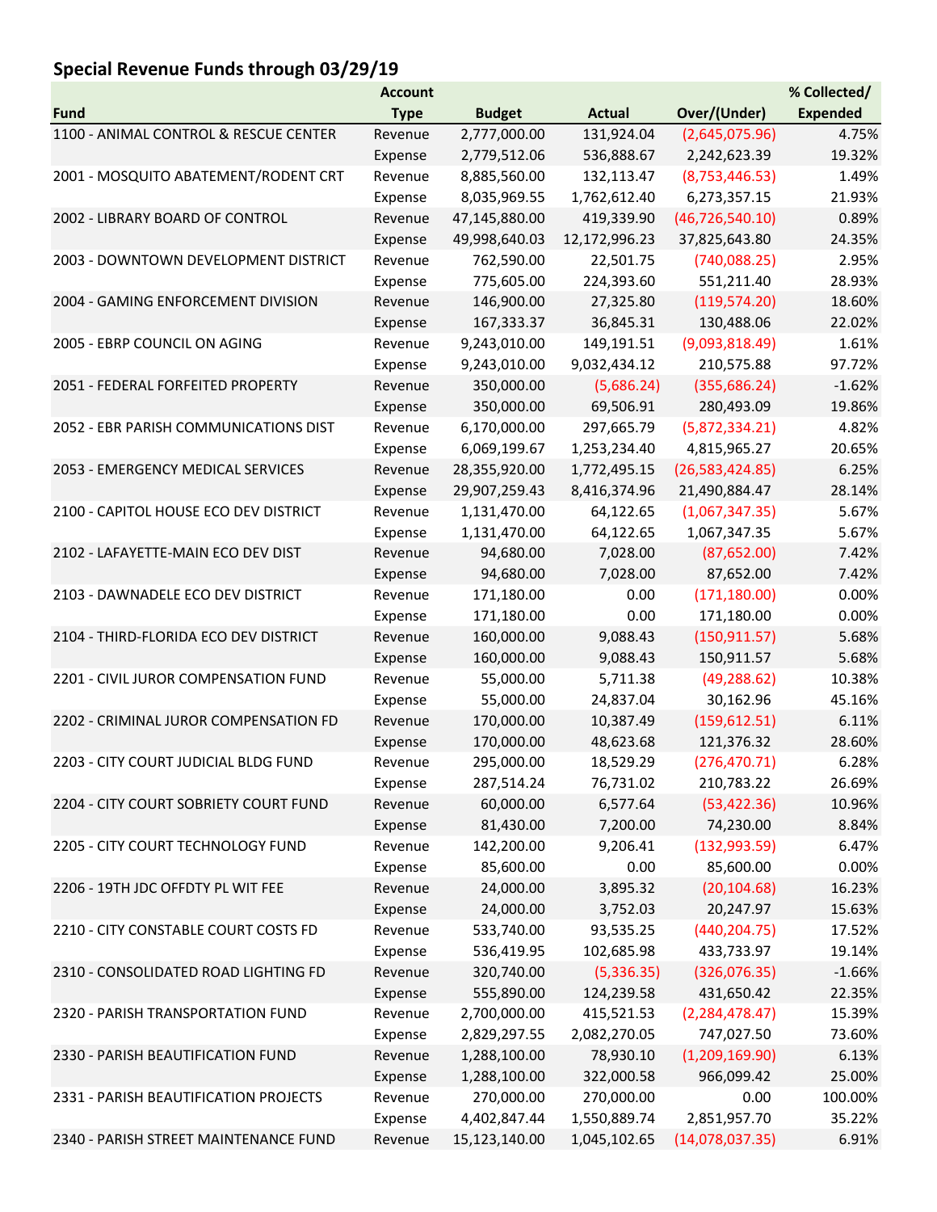## Special Revenue Funds through 03/29/19

| Fund | Account Type | Budget | Actual | Over/(Under) | % Collected/ Expended |
|---|---|---|---|---|---|
| 1100 - ANIMAL CONTROL & RESCUE CENTER | Revenue | 2,777,000.00 | 131,924.04 | (2,645,075.96) | 4.75% |
| | Expense | 2,779,512.06 | 536,888.67 | 2,242,623.39 | 19.32% |
| 2001 - MOSQUITO ABATEMENT/RODENT CRT | Revenue | 8,885,560.00 | 132,113.47 | (8,753,446.53) | 1.49% |
| | Expense | 8,035,969.55 | 1,762,612.40 | 6,273,357.15 | 21.93% |
| 2002 - LIBRARY BOARD OF CONTROL | Revenue | 47,145,880.00 | 419,339.90 | (46,726,540.10) | 0.89% |
| | Expense | 49,998,640.03 | 12,172,996.23 | 37,825,643.80 | 24.35% |
| 2003 - DOWNTOWN DEVELOPMENT DISTRICT | Revenue | 762,590.00 | 22,501.75 | (740,088.25) | 2.95% |
| | Expense | 775,605.00 | 224,393.60 | 551,211.40 | 28.93% |
| 2004 - GAMING ENFORCEMENT DIVISION | Revenue | 146,900.00 | 27,325.80 | (119,574.20) | 18.60% |
| | Expense | 167,333.37 | 36,845.31 | 130,488.06 | 22.02% |
| 2005 - EBRP COUNCIL ON AGING | Revenue | 9,243,010.00 | 149,191.51 | (9,093,818.49) | 1.61% |
| | Expense | 9,243,010.00 | 9,032,434.12 | 210,575.88 | 97.72% |
| 2051 - FEDERAL FORFEITED PROPERTY | Revenue | 350,000.00 | (5,686.24) | (355,686.24) | -1.62% |
| | Expense | 350,000.00 | 69,506.91 | 280,493.09 | 19.86% |
| 2052 - EBR PARISH COMMUNICATIONS DIST | Revenue | 6,170,000.00 | 297,665.79 | (5,872,334.21) | 4.82% |
| | Expense | 6,069,199.67 | 1,253,234.40 | 4,815,965.27 | 20.65% |
| 2053 - EMERGENCY MEDICAL SERVICES | Revenue | 28,355,920.00 | 1,772,495.15 | (26,583,424.85) | 6.25% |
| | Expense | 29,907,259.43 | 8,416,374.96 | 21,490,884.47 | 28.14% |
| 2100 - CAPITOL HOUSE ECO DEV DISTRICT | Revenue | 1,131,470.00 | 64,122.65 | (1,067,347.35) | 5.67% |
| | Expense | 1,131,470.00 | 64,122.65 | 1,067,347.35 | 5.67% |
| 2102 - LAFAYETTE-MAIN ECO DEV DIST | Revenue | 94,680.00 | 7,028.00 | (87,652.00) | 7.42% |
| | Expense | 94,680.00 | 7,028.00 | 87,652.00 | 7.42% |
| 2103 - DAWNADELE ECO DEV DISTRICT | Revenue | 171,180.00 | 0.00 | (171,180.00) | 0.00% |
| | Expense | 171,180.00 | 0.00 | 171,180.00 | 0.00% |
| 2104 - THIRD-FLORIDA ECO DEV DISTRICT | Revenue | 160,000.00 | 9,088.43 | (150,911.57) | 5.68% |
| | Expense | 160,000.00 | 9,088.43 | 150,911.57 | 5.68% |
| 2201 - CIVIL JUROR COMPENSATION FUND | Revenue | 55,000.00 | 5,711.38 | (49,288.62) | 10.38% |
| | Expense | 55,000.00 | 24,837.04 | 30,162.96 | 45.16% |
| 2202 - CRIMINAL JUROR COMPENSATION FD | Revenue | 170,000.00 | 10,387.49 | (159,612.51) | 6.11% |
| | Expense | 170,000.00 | 48,623.68 | 121,376.32 | 28.60% |
| 2203 - CITY COURT JUDICIAL BLDG FUND | Revenue | 295,000.00 | 18,529.29 | (276,470.71) | 6.28% |
| | Expense | 287,514.24 | 76,731.02 | 210,783.22 | 26.69% |
| 2204 - CITY COURT SOBRIETY COURT FUND | Revenue | 60,000.00 | 6,577.64 | (53,422.36) | 10.96% |
| | Expense | 81,430.00 | 7,200.00 | 74,230.00 | 8.84% |
| 2205 - CITY COURT TECHNOLOGY FUND | Revenue | 142,200.00 | 9,206.41 | (132,993.59) | 6.47% |
| | Expense | 85,600.00 | 0.00 | 85,600.00 | 0.00% |
| 2206 - 19TH JDC OFFDTY PL WIT FEE | Revenue | 24,000.00 | 3,895.32 | (20,104.68) | 16.23% |
| | Expense | 24,000.00 | 3,752.03 | 20,247.97 | 15.63% |
| 2210 - CITY CONSTABLE COURT COSTS FD | Revenue | 533,740.00 | 93,535.25 | (440,204.75) | 17.52% |
| | Expense | 536,419.95 | 102,685.98 | 433,733.97 | 19.14% |
| 2310 - CONSOLIDATED ROAD LIGHTING FD | Revenue | 320,740.00 | (5,336.35) | (326,076.35) | -1.66% |
| | Expense | 555,890.00 | 124,239.58 | 431,650.42 | 22.35% |
| 2320 - PARISH TRANSPORTATION FUND | Revenue | 2,700,000.00 | 415,521.53 | (2,284,478.47) | 15.39% |
| | Expense | 2,829,297.55 | 2,082,270.05 | 747,027.50 | 73.60% |
| 2330 - PARISH BEAUTIFICATION FUND | Revenue | 1,288,100.00 | 78,930.10 | (1,209,169.90) | 6.13% |
| | Expense | 1,288,100.00 | 322,000.58 | 966,099.42 | 25.00% |
| 2331 - PARISH BEAUTIFICATION PROJECTS | Revenue | 270,000.00 | 270,000.00 | 0.00 | 100.00% |
| | Expense | 4,402,847.44 | 1,550,889.74 | 2,851,957.70 | 35.22% |
| 2340 - PARISH STREET MAINTENANCE FUND | Revenue | 15,123,140.00 | 1,045,102.65 | (14,078,037.35) | 6.91% |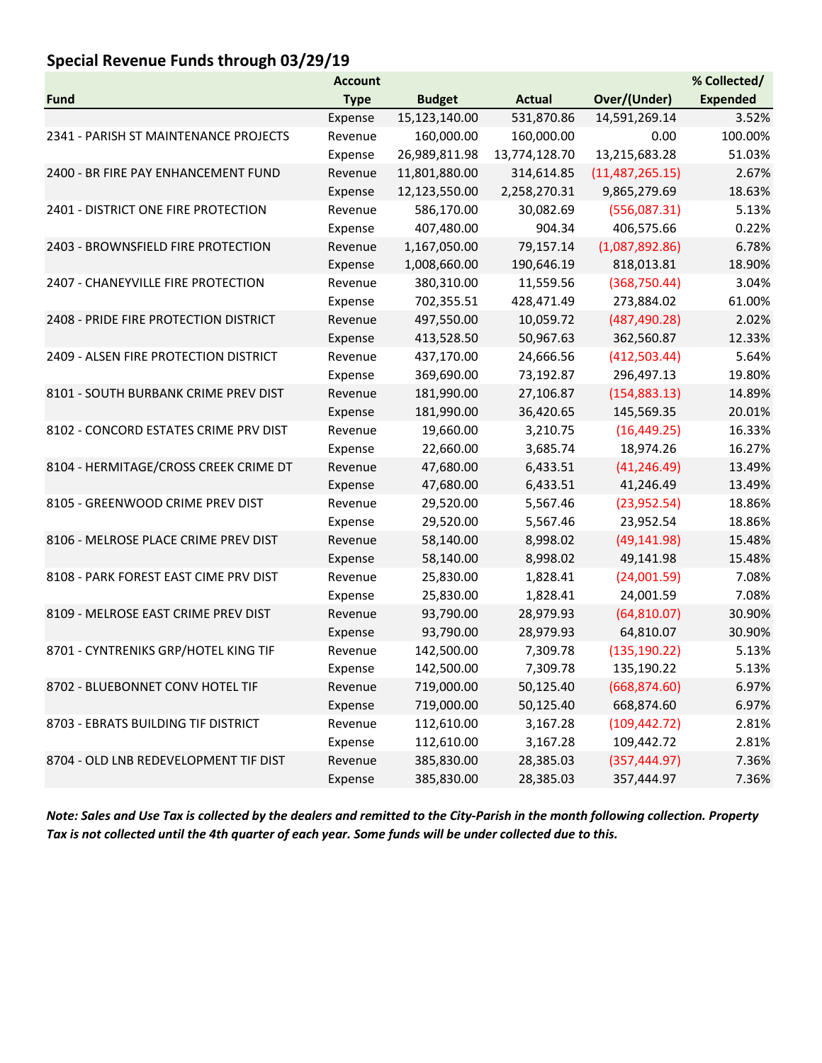## Special Revenue Funds through 03/29/19

| Fund | Account Type | Budget | Actual | Over/(Under) | % Collected/ Expended |
|---|---|---|---|---|---|
| | Expense | 15,123,140.00 | 531,870.86 | 14,591,269.14 | 3.52% |
| 2341 - PARISH ST MAINTENANCE PROJECTS | Revenue | 160,000.00 | 160,000.00 | 0.00 | 100.00% |
| | Expense | 26,989,811.98 | 13,774,128.70 | 13,215,683.28 | 51.03% |
| 2400 - BR FIRE PAY ENHANCEMENT FUND | Revenue | 11,801,880.00 | 314,614.85 | (11,487,265.15) | 2.67% |
| | Expense | 12,123,550.00 | 2,258,270.31 | 9,865,279.69 | 18.63% |
| 2401 - DISTRICT ONE FIRE PROTECTION | Revenue | 586,170.00 | 30,082.69 | (556,087.31) | 5.13% |
| | Expense | 407,480.00 | 904.34 | 406,575.66 | 0.22% |
| 2403 - BROWNSFIELD FIRE PROTECTION | Revenue | 1,167,050.00 | 79,157.14 | (1,087,892.86) | 6.78% |
| | Expense | 1,008,660.00 | 190,646.19 | 818,013.81 | 18.90% |
| 2407 - CHANEYVILLE FIRE PROTECTION | Revenue | 380,310.00 | 11,559.56 | (368,750.44) | 3.04% |
| | Expense | 702,355.51 | 428,471.49 | 273,884.02 | 61.00% |
| 2408 - PRIDE FIRE PROTECTION DISTRICT | Revenue | 497,550.00 | 10,059.72 | (487,490.28) | 2.02% |
| | Expense | 413,528.50 | 50,967.63 | 362,560.87 | 12.33% |
| 2409 - ALSEN FIRE PROTECTION DISTRICT | Revenue | 437,170.00 | 24,666.56 | (412,503.44) | 5.64% |
| | Expense | 369,690.00 | 73,192.87 | 296,497.13 | 19.80% |
| 8101 - SOUTH BURBANK CRIME PREV DIST | Revenue | 181,990.00 | 27,106.87 | (154,883.13) | 14.89% |
| | Expense | 181,990.00 | 36,420.65 | 145,569.35 | 20.01% |
| 8102 - CONCORD ESTATES CRIME PRV DIST | Revenue | 19,660.00 | 3,210.75 | (16,449.25) | 16.33% |
| | Expense | 22,660.00 | 3,685.74 | 18,974.26 | 16.27% |
| 8104 - HERMITAGE/CROSS CREEK CRIME DT | Revenue | 47,680.00 | 6,433.51 | (41,246.49) | 13.49% |
| | Expense | 47,680.00 | 6,433.51 | 41,246.49 | 13.49% |
| 8105 - GREENWOOD CRIME PREV DIST | Revenue | 29,520.00 | 5,567.46 | (23,952.54) | 18.86% |
| | Expense | 29,520.00 | 5,567.46 | 23,952.54 | 18.86% |
| 8106 - MELROSE PLACE CRIME PREV DIST | Revenue | 58,140.00 | 8,998.02 | (49,141.98) | 15.48% |
| | Expense | 58,140.00 | 8,998.02 | 49,141.98 | 15.48% |
| 8108 - PARK FOREST EAST CIME PRV DIST | Revenue | 25,830.00 | 1,828.41 | (24,001.59) | 7.08% |
| | Expense | 25,830.00 | 1,828.41 | 24,001.59 | 7.08% |
| 8109 - MELROSE EAST CRIME PREV DIST | Revenue | 93,790.00 | 28,979.93 | (64,810.07) | 30.90% |
| | Expense | 93,790.00 | 28,979.93 | 64,810.07 | 30.90% |
| 8701 - CYNTRENIKS GRP/HOTEL KING TIF | Revenue | 142,500.00 | 7,309.78 | (135,190.22) | 5.13% |
| | Expense | 142,500.00 | 7,309.78 | 135,190.22 | 5.13% |
| 8702 - BLUEBONNET CONV HOTEL TIF | Revenue | 719,000.00 | 50,125.40 | (668,874.60) | 6.97% |
| | Expense | 719,000.00 | 50,125.40 | 668,874.60 | 6.97% |
| 8703 - EBRATS BUILDING TIF DISTRICT | Revenue | 112,610.00 | 3,167.28 | (109,442.72) | 2.81% |
| | Expense | 112,610.00 | 3,167.28 | 109,442.72 | 2.81% |
| 8704 - OLD LNB REDEVELOPMENT TIF DIST | Revenue | 385,830.00 | 28,385.03 | (357,444.97) | 7.36% |
| | Expense | 385,830.00 | 28,385.03 | 357,444.97 | 7.36% |

***Note: Sales and Use Tax is collected by the dealers and remitted to the City-Parish in the month following collection. Property Tax is not collected until the 4th quarter of each year. Some funds will be under collected due to this.***